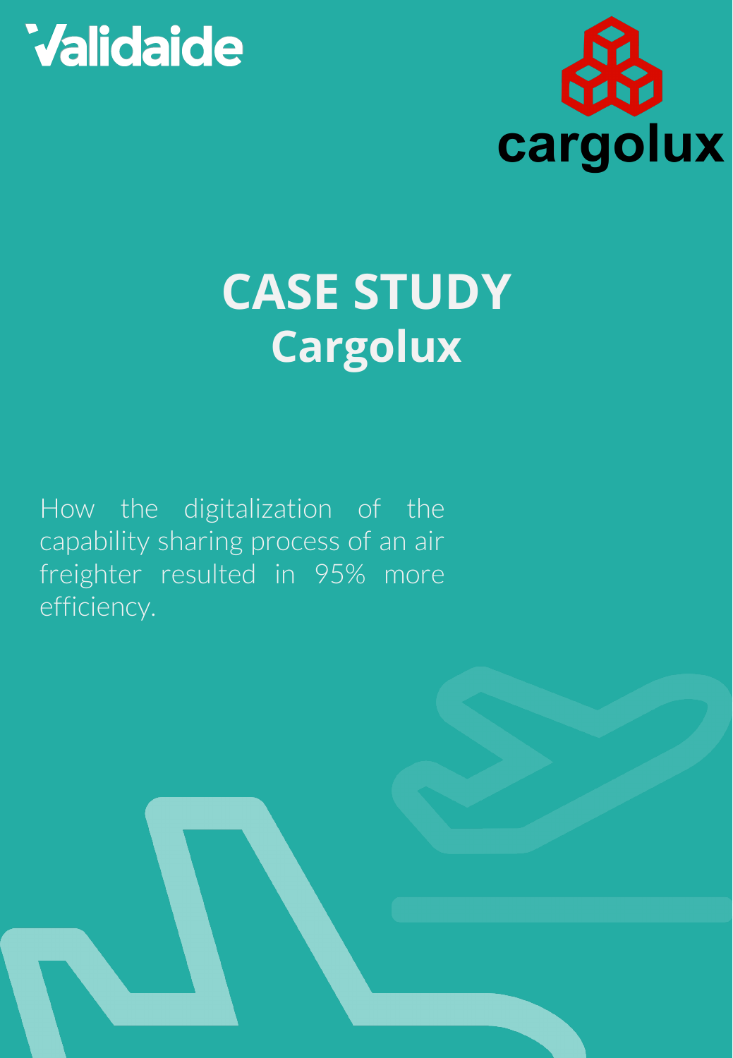Validaide

cargolux

# CASE STUDY
## Cargolux

How the digitalization of the capability sharing process of an air freighter resulted in 95% more efficiency.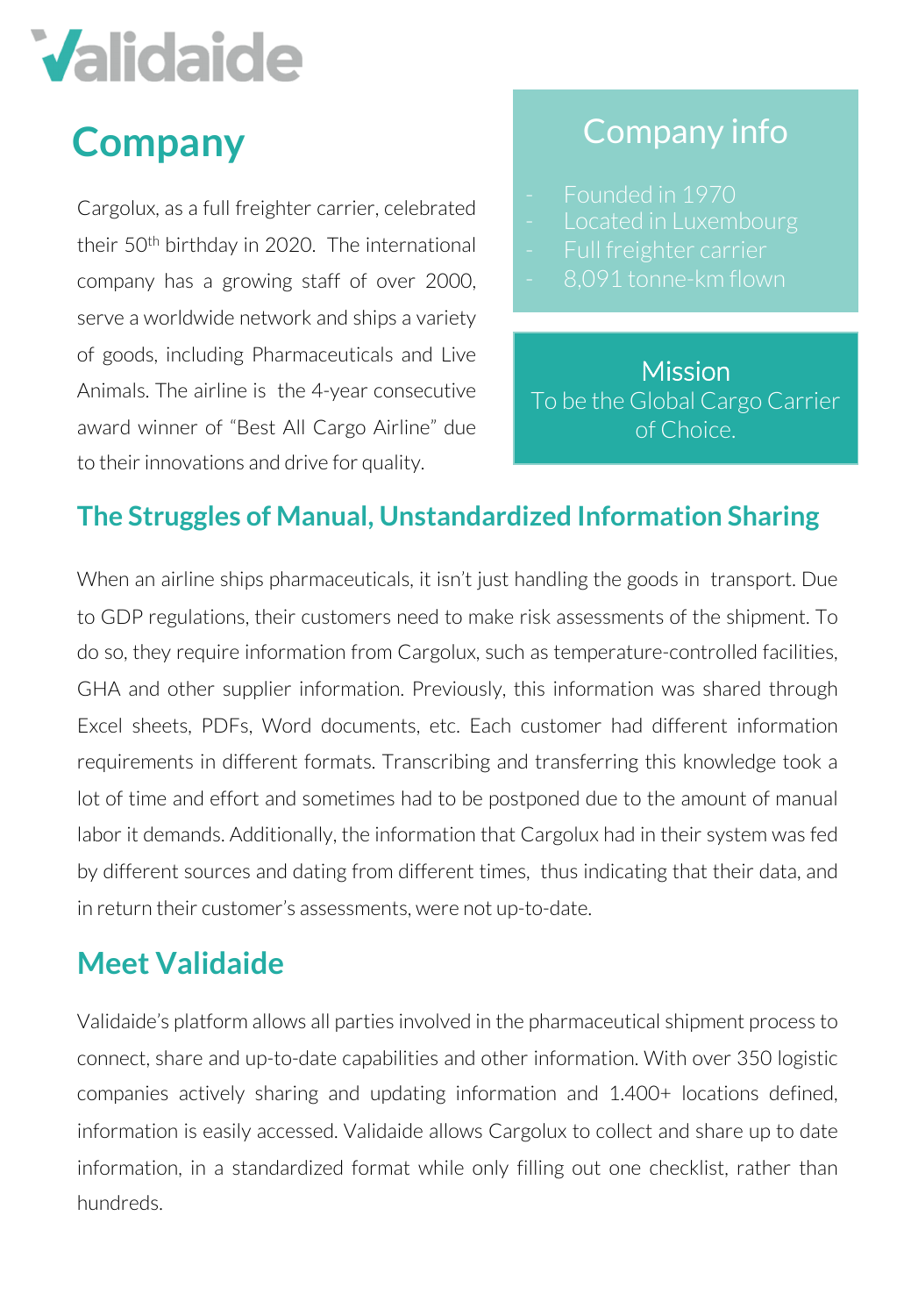# Validaide

## Company

Cargolux, as a full freighter carrier, celebrated their 50th birthday in 2020. The international company has a growing staff of over 2000, serve a worldwide network and ships a variety of goods, including Pharmaceuticals and Live Animals. The airline is the 4-year consecutive award winner of "Best All Cargo Airline" due to their innovations and drive for quality.

### Company info

- Founded in 1970
- Located in Luxembourg
- Full freighter carrier
- 8,091 tonne-km flown

### Mission

To be the Global Cargo Carrier of Choice.

## The Struggles of Manual, Unstandardized Information Sharing

When an airline ships pharmaceuticals, it isn't just handling the goods in transport. Due to GDP regulations, their customers need to make risk assessments of the shipment. To do so, they require information from Cargolux, such as temperature-controlled facilities, GHA and other supplier information. Previously, this information was shared through Excel sheets, PDFs, Word documents, etc. Each customer had different information requirements in different formats. Transcribing and transferring this knowledge took a lot of time and effort and sometimes had to be postponed due to the amount of manual labor it demands. Additionally, the information that Cargolux had in their system was fed by different sources and dating from different times, thus indicating that their data, and in return their customer's assessments, were not up-to-date.

## Meet Validaide

Validaide's platform allows all parties involved in the pharmaceutical shipment process to connect, share and up-to-date capabilities and other information. With over 350 logistic companies actively sharing and updating information and 1.400+ locations defined, information is easily accessed. Validaide allows Cargolux to collect and share up to date information, in a standardized format while only filling out one checklist, rather than hundreds.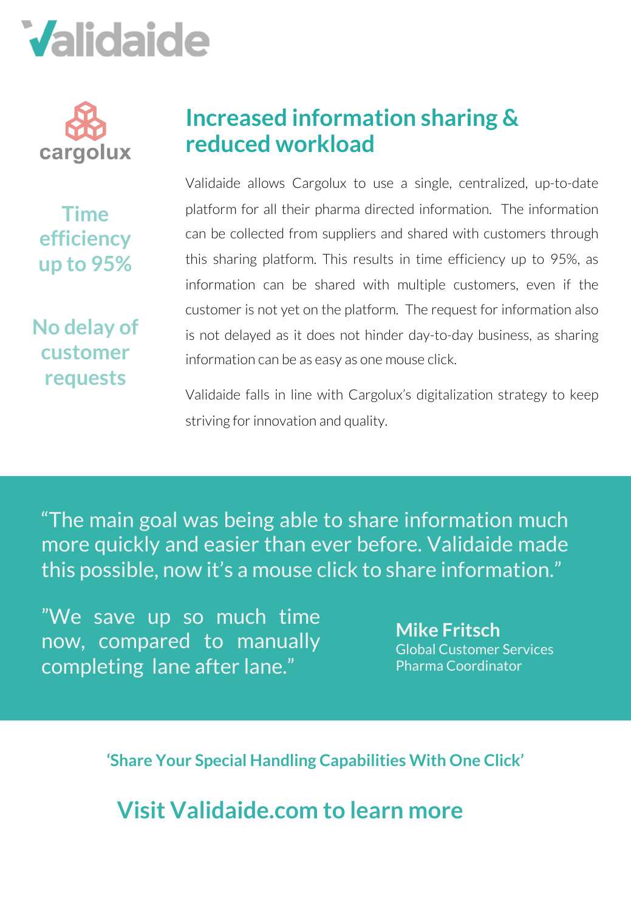Validaide

cargolux

**Time efficiency up to 95%**

**No delay of customer requests**

## Increased information sharing & reduced workload

Validaide allows Cargolux to use a single, centralized, up-to-date platform for all their pharma directed information. The information can be collected from suppliers and shared with customers through this sharing platform. This results in time efficiency up to 95%, as information can be shared with multiple customers, even if the customer is not yet on the platform. The request for information also is not delayed as it does not hinder day-to-day business, as sharing information can be as easy as one mouse click.

Validaide falls in line with Cargolux's digitalization strategy to keep striving for innovation and quality.

> "The main goal was being able to share information much more quickly and easier than ever before. Validaide made this possible, now it's a mouse click to share information."

> "We save up so much time now, compared to manually completing lane after lane."

**Mike Fritsch**
Global Customer Services
Pharma Coordinator

**'Share Your Special Handling Capabilities With One Click'**

## Visit Validaide.com to learn more